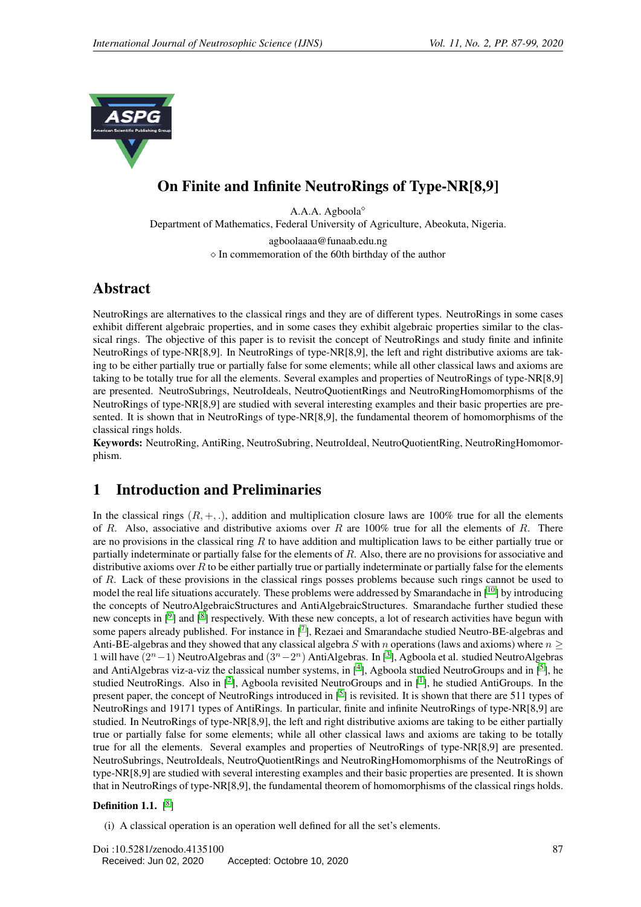# On Finite and Infinite NeutroRings of Type-NR[8,9]

A.A.A. Agboola$^{\diamond}$

Department of Mathematics, Federal University of Agriculture, Abeokuta, Nigeria.

agboolaaaa@funaab.edu.ng

$\diamond$ In commemoration of the 60th birthday of the author

## Abstract

NeutroRings are alternatives to the classical rings and they are of different types. NeutroRings in some cases exhibit different algebraic properties, and in some cases they exhibit algebraic properties similar to the classical rings. The objective of this paper is to revisit the concept of NeutroRings and study finite and infinite NeutroRings of type-NR[8,9]. In NeutroRings of type-NR[8,9], the left and right distributive axioms are taking to be either partially true or partially false for some elements; while all other classical laws and axioms are taking to be totally true for all the elements. Several examples and properties of NeutroRings of type-NR[8,9] are presented. NeutroSubrings, NeutroIdeals, NeutroQuotientRings and NeutroRingHomomorphisms of the NeutroRings of type-NR[8,9] are studied with several interesting examples and their basic properties are presented. It is shown that in NeutroRings of type-NR[8,9], the fundamental theorem of homomorphisms of the classical rings holds.

**Keywords:** NeutroRing, AntiRing, NeutroSubring, NeutroIdeal, NeutroQuotientRing, NeutroRingHomomorphism.

## 1 Introduction and Preliminaries

In the classical rings $(R, +, .)$, addition and multiplication closure laws are 100% true for all the elements of $R$. Also, associative and distributive axioms over $R$ are 100% true for all the elements of $R$. There are no provisions in the classical ring $R$ to have addition and multiplication laws to be either partially true or partially indeterminate or partially false for the elements of $R$. Also, there are no provisions for associative and distributive axioms over $R$ to be either partially true or partially indeterminate or partially false for the elements of $R$. Lack of these provisions in the classical rings posses problems because such rings cannot be used to model the real life situations accurately. These problems were addressed by Smarandache in [10] by introducing the concepts of NeutroAlgebraicStructures and AntiAlgebraicStructures. Smarandache further studied these new concepts in [9] and [8] respectively. With these new concepts, a lot of research activities have begun with some papers already published. For instance in [7], Rezaei and Smarandache studied Neutro-BE-algebras and Anti-BE-algebras and they showed that any classical algebra $S$ with $n$ operations (laws and axioms) where $n \geq 1$ will have $(2^n - 1)$ NeutroAlgebras and $(3^n - 2^n)$ AntiAlgebras. In [3], Agboola et al. studied NeutroAlgebras and AntiAlgebras viz-a-viz the classical number systems, in [4], Agboola studied NeutroGroups and in [5], he studied NeutroRings. Also in [2], Agboola revisited NeutroGroups and in [1], he studied AntiGroups. In the present paper, the concept of NeutroRings introduced in [5] is revisited. It is shown that there are 511 types of NeutroRings and 19171 types of AntiRings. In particular, finite and infinite NeutroRings of type-NR[8,9] are studied. In NeutroRings of type-NR[8,9], the left and right distributive axioms are taking to be either partially true or partially false for some elements; while all other classical laws and axioms are taking to be totally true for all the elements. Several examples and properties of NeutroRings of type-NR[8,9] are presented. NeutroSubrings, NeutroIdeals, NeutroQuotientRings and NeutroRingHomomorphisms of the NeutroRings of type-NR[8,9] are studied with several interesting examples and their basic properties are presented. It is shown that in NeutroRings of type-NR[8,9], the fundamental theorem of homomorphisms of the classical rings holds.

**Definition 1.1.** [8]

(i) A classical operation is an operation well defined for all the set's elements.

Doi :10.5281/zenodo.4135100

Received: Jun 02, 2020 Accepted: Octobre 10, 2020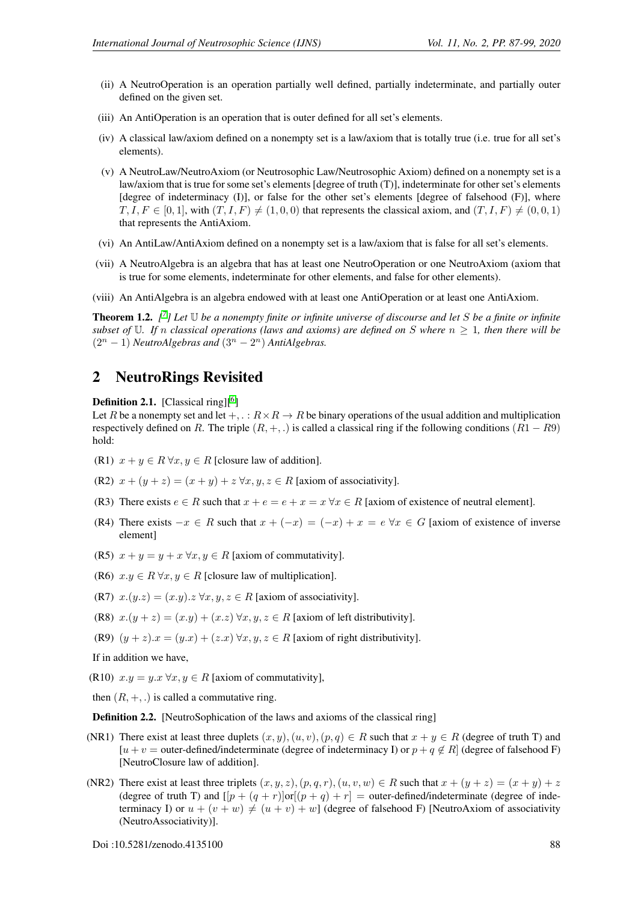(ii) A NeutroOperation is an operation partially well defined, partially indeterminate, and partially outer defined on the given set.

(iii) An AntiOperation is an operation that is outer defined for all set's elements.

(iv) A classical law/axiom defined on a nonempty set is a law/axiom that is totally true (i.e. true for all set's elements).

(v) A NeutroLaw/NeutroAxiom (or Neutrosophic Law/Neutrosophic Axiom) defined on a nonempty set is a law/axiom that is true for some set's elements [degree of truth (T)], indeterminate for other set's elements [degree of indeterminacy (I)], or false for the other set's elements [degree of falsehood (F)], where $T, I, F \in [0, 1]$, with $(T, I, F) \neq (1, 0, 0)$ that represents the classical axiom, and $(T, I, F) \neq (0, 0, 1)$ that represents the AntiAxiom.

(vi) An AntiLaw/AntiAxiom defined on a nonempty set is a law/axiom that is false for all set's elements.

(vii) A NeutroAlgebra is an algebra that has at least one NeutroOperation or one NeutroAxiom (axiom that is true for some elements, indeterminate for other elements, and false for other elements).

(viii) An AntiAlgebra is an algebra endowed with at least one AntiOperation or at least one AntiAxiom.

**Theorem 1.2.** [7] *Let $\mathbb{U}$ be a nonempty finite or infinite universe of discourse and let $S$ be a finite or infinite subset of $\mathbb{U}$. If $n$ classical operations (laws and axioms) are defined on $S$ where $n \geq 1$, then there will be $(2^n - 1)$ NeutroAlgebras and $(3^n - 2^n)$ AntiAlgebras.*

## 2 NeutroRings Revisited

**Definition 2.1.** [Classical ring][6]

Let $R$ be a nonempty set and let $+, . : R \times R \to R$ be binary operations of the usual addition and multiplication respectively defined on $R$. The triple $(R, +, .)$ is called a classical ring if the following conditions $(R1 - R9)$ hold:

(R1) $x + y \in R \; \forall x, y \in R$ [closure law of addition].

(R2) $x + (y + z) = (x + y) + z \; \forall x, y, z \in R$ [axiom of associativity].

(R3) There exists $e \in R$ such that $x + e = e + x = x \; \forall x \in R$ [axiom of existence of neutral element].

(R4) There exists $-x \in R$ such that $x + (-x) = (-x) + x = e \; \forall x \in G$ [axiom of existence of inverse element]

(R5) $x + y = y + x \; \forall x, y \in R$ [axiom of commutativity].

(R6) $x.y \in R \; \forall x, y \in R$ [closure law of multiplication].

(R7) $x.(y.z) = (x.y).z \; \forall x, y, z \in R$ [axiom of associativity].

(R8) $x.(y + z) = (x.y) + (x.z) \; \forall x, y, z \in R$ [axiom of left distributivity].

(R9) $(y + z).x = (y.x) + (z.x) \; \forall x, y, z \in R$ [axiom of right distributivity].

If in addition we have,

(R10) $x.y = y.x \; \forall x, y \in R$ [axiom of commutativity],

then $(R, +, .)$ is called a commutative ring.

**Definition 2.2.** [NeutroSophication of the laws and axioms of the classical ring]

(NR1) There exist at least three duplets $(x, y), (u, v), (p, q) \in R$ such that $x + y \in R$ (degree of truth T) and $[u + v =$ outer-defined/indeterminate (degree of indeterminacy I) or $p + q \notin R]$ (degree of falsehood F) [NeutroClosure law of addition].

(NR2) There exist at least three triplets $(x, y, z), (p, q, r), (u, v, w) \in R$ such that $x + (y + z) = (x + y) + z$ (degree of truth T) and $[[p + (q + r)]$or$[(p + q) + r] =$ outer-defined/indeterminate (degree of indeterminacy I) or $u + (v + w) \neq (u + v) + w]$ (degree of falsehood F) [NeutroAxiom of associativity (NeutroAssociativity)].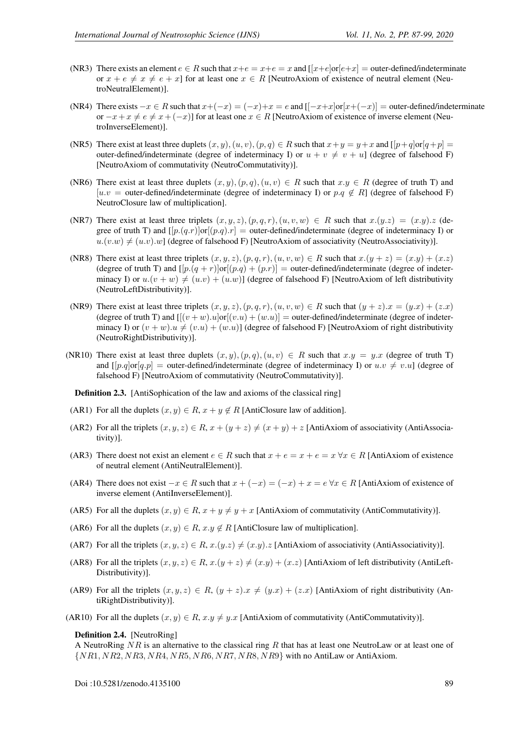(NR3) There exists an element $e \in R$ such that $x+e = x+e = x$ and $[[x+e]\text{or}[e+x] =$ outer-defined/indeterminate or $x + e \neq x \neq e + x]$ for at least one $x \in R$ [NeutroAxiom of existence of neutral element (NeutroNeutralElement)].

(NR4) There exists $-x \in R$ such that $x+(-x) = (-x)+x = e$ and $[[-x+x]\text{or}[x+(-x)] =$ outer-defined/indeterminate or $-x+x \neq e \neq x+(-x)]$ for at least one $x \in R$ [NeutroAxiom of existence of inverse element (NeutroInverseElement)].

(NR5) There exist at least three duplets $(x, y), (u, v), (p, q) \in R$ such that $x+y = y+x$ and $[[p+q]\text{or}[q+p] =$ outer-defined/indeterminate (degree of indeterminacy I) or $u + v \neq v + u]$ (degree of falsehood F) [NeutroAxiom of commutativity (NeutroCommutativity)].

(NR6) There exist at least three duplets $(x, y), (p, q), (u, v) \in R$ such that $x.y \in R$ (degree of truth T) and $[u.v =$ outer-defined/indeterminate (degree of indeterminacy I) or $p.q \notin R]$ (degree of falsehood F) NeutroClosure law of multiplication].

(NR7) There exist at least three triplets $(x, y, z), (p, q, r), (u, v, w) \in R$ such that $x.(y.z) = (x.y).z$ (degree of truth T) and $[[p.(q.r)]\text{or}[(p.q).r] =$ outer-defined/indeterminate (degree of indeterminacy I) or $u.(v.w) \neq (u.v).w]$ (degree of falsehood F) [NeutroAxiom of associativity (NeutroAssociativity)].

(NR8) There exist at least three triplets $(x, y, z), (p, q, r), (u, v, w) \in R$ such that $x.(y + z) = (x.y) + (x.z)$ (degree of truth T) and $[[p.(q + r)]\text{or}[(p.q) + (p.r)] =$ outer-defined/indeterminate (degree of indeterminacy I) or $u.(v + w) \neq (u.v) + (u.w)]$ (degree of falsehood F) [NeutroAxiom of left distributivity (NeutroLeftDistributivity)].

(NR9) There exist at least three triplets $(x, y, z), (p, q, r), (u, v, w) \in R$ such that $(y + z).x = (y.x) + (z.x)$ (degree of truth T) and $[[(v + w).u]\text{or}[(v.u) + (w.u)] =$ outer-defined/indeterminate (degree of indeterminacy I) or $(v + w).u \neq (v.u) + (w.u)]$ (degree of falsehood F) [NeutroAxiom of right distributivity (NeutroRightDistributivity)].

(NR10) There exist at least three duplets $(x, y), (p, q), (u, v) \in R$ such that $x.y = y.x$ (degree of truth T) and $[[p.q]\text{or}[q.p] =$ outer-defined/indeterminate (degree of indeterminacy I) or $u.v \neq v.u]$ (degree of falsehood F) [NeutroAxiom of commutativity (NeutroCommutativity)].

**Definition 2.3.** [AntiSophication of the law and axioms of the classical ring]

(AR1) For all the duplets $(x, y) \in R$, $x + y \notin R$ [AntiClosure law of addition].

(AR2) For all the triplets $(x, y, z) \in R$, $x + (y + z) \neq (x + y) + z$ [AntiAxiom of associativity (AntiAssociativity)].

(AR3) There doest not exist an element $e \in R$ such that $x + e = x + e = x \; \forall x \in R$ [AntiAxiom of existence of neutral element (AntiNeutralElement)].

(AR4) There does not exist $-x \in R$ such that $x + (-x) = (-x) + x = e \; \forall x \in R$ [AntiAxiom of existence of inverse element (AntiInverseElement)].

(AR5) For all the duplets $(x, y) \in R$, $x + y \neq y + x$ [AntiAxiom of commutativity (AntiCommutativity)].

(AR6) For all the duplets $(x, y) \in R$, $x.y \notin R$ [AntiClosure law of multiplication].

(AR7) For all the triplets $(x, y, z) \in R$, $x.(y.z) \neq (x.y).z$ [AntiAxiom of associativity (AntiAssociativity)].

(AR8) For all the triplets $(x, y, z) \in R$, $x.(y + z) \neq (x.y) + (x.z)$ [AntiAxiom of left distributivity (AntiLeftDistributivity)].

(AR9) For all the triplets $(x, y, z) \in R$, $(y + z).x \neq (y.x) + (z.x)$ [AntiAxiom of right distributivity (AntiRightDistributivity)].

(AR10) For all the duplets $(x, y) \in R$, $x.y \neq y.x$ [AntiAxiom of commutativity (AntiCommutativity)].

**Definition 2.4.** [NeutroRing]

A NeutroRing $NR$ is an alternative to the classical ring $R$ that has at least one NeutroLaw or at least one of $\{NR1, NR2, NR3, NR4, NR5, NR6, NR7, NR8, NR9\}$ with no AntiLaw or AntiAxiom.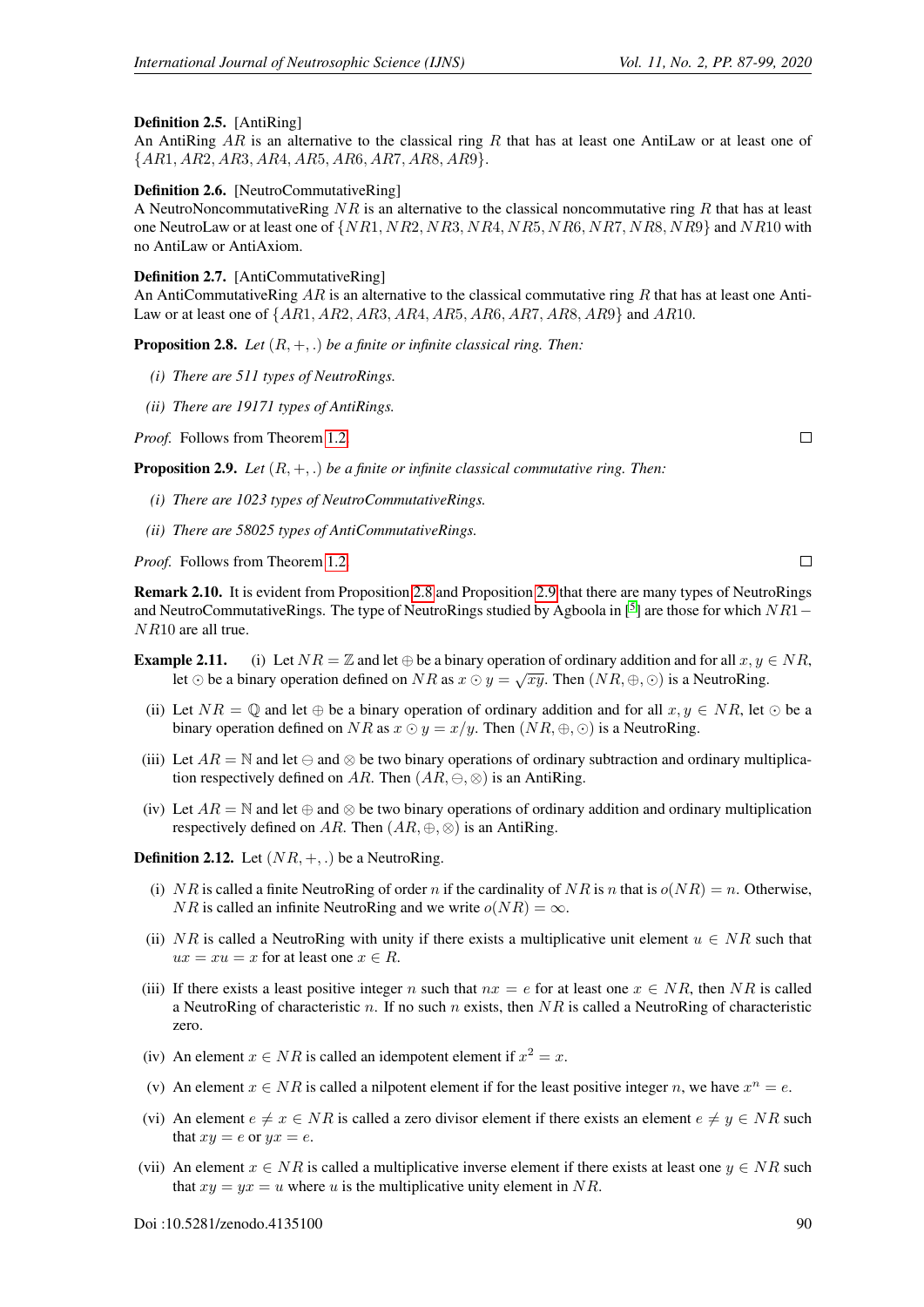**Definition 2.5.** [AntiRing]
An AntiRing $AR$ is an alternative to the classical ring $R$ that has at least one AntiLaw or at least one of $\{AR1, AR2, AR3, AR4, AR5, AR6, AR7, AR8, AR9\}$.

**Definition 2.6.** [NeutroCommutativeRing]
A NeutroNoncommutativeRing $NR$ is an alternative to the classical noncommutative ring $R$ that has at least one NeutroLaw or at least one of $\{NR1, NR2, NR3, NR4, NR5, NR6, NR7, NR8, NR9\}$ and $NR10$ with no AntiLaw or AntiAxiom.

**Definition 2.7.** [AntiCommutativeRing]
An AntiCommutativeRing $AR$ is an alternative to the classical commutative ring $R$ that has at least one AntiLaw or at least one of $\{AR1, AR2, AR3, AR4, AR5, AR6, AR7, AR8, AR9\}$ and $AR10$.

**Proposition 2.8.** *Let $(R, +, .)$ be a finite or infinite classical ring. Then:*

*(i) There are 511 types of NeutroRings.*

*(ii) There are 19171 types of AntiRings.*

*Proof.* Follows from Theorem 1.2. $\square$

**Proposition 2.9.** *Let $(R, +, .)$ be a finite or infinite classical commutative ring. Then:*

*(i) There are 1023 types of NeutroCommutativeRings.*

*(ii) There are 58025 types of AntiCommutativeRings.*

*Proof.* Follows from Theorem 1.2. $\square$

**Remark 2.10.** It is evident from Proposition 2.8 and Proposition 2.9 that there are many types of NeutroRings and NeutroCommutativeRings. The type of NeutroRings studied by Agboola in [5] are those for which $NR1-NR10$ are all true.

**Example 2.11.**

(i) Let $NR = \mathbb{Z}$ and let $\oplus$ be a binary operation of ordinary addition and for all $x, y \in NR$, let $\odot$ be a binary operation defined on $NR$ as $x \odot y = \sqrt{xy}$. Then $(NR, \oplus, \odot)$ is a NeutroRing.

(ii) Let $NR = \mathbb{Q}$ and let $\oplus$ be a binary operation of ordinary addition and for all $x, y \in NR$, let $\odot$ be a binary operation defined on $NR$ as $x \odot y = x/y$. Then $(NR, \oplus, \odot)$ is a NeutroRing.

(iii) Let $AR = \mathbb{N}$ and let $\ominus$ and $\otimes$ be two binary operations of ordinary subtraction and ordinary multiplication respectively defined on $AR$. Then $(AR, \ominus, \otimes)$ is an AntiRing.

(iv) Let $AR = \mathbb{N}$ and let $\oplus$ and $\otimes$ be two binary operations of ordinary addition and ordinary multiplication respectively defined on $AR$. Then $(AR, \oplus, \otimes)$ is an AntiRing.

**Definition 2.12.** Let $(NR, +, .)$ be a NeutroRing.

(i) $NR$ is called a finite NeutroRing of order $n$ if the cardinality of $NR$ is $n$ that is $o(NR) = n$. Otherwise, $NR$ is called an infinite NeutroRing and we write $o(NR) = \infty$.

(ii) $NR$ is called a NeutroRing with unity if there exists a multiplicative unit element $u \in NR$ such that $ux = xu = x$ for at least one $x \in R$.

(iii) If there exists a least positive integer $n$ such that $nx = e$ for at least one $x \in NR$, then $NR$ is called a NeutroRing of characteristic $n$. If no such $n$ exists, then $NR$ is called a NeutroRing of characteristic zero.

(iv) An element $x \in NR$ is called an idempotent element if $x^2 = x$.

(v) An element $x \in NR$ is called a nilpotent element if for the least positive integer $n$, we have $x^n = e$.

(vi) An element $e \neq x \in NR$ is called a zero divisor element if there exists an element $e \neq y \in NR$ such that $xy = e$ or $yx = e$.

(vii) An element $x \in NR$ is called a multiplicative inverse element if there exists at least one $y \in NR$ such that $xy = yx = u$ where $u$ is the multiplicative unity element in $NR$.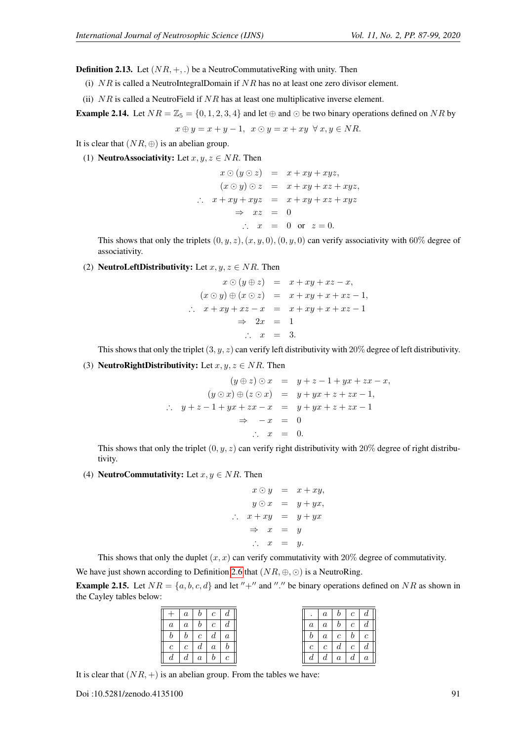**Definition 2.13.** Let $(NR, +, .)$ be a NeutroCommutativeRing with unity. Then

(i) $NR$ is called a NeutroIntegralDomain if $NR$ has no at least one zero divisor element.

(ii) $NR$ is called a NeutroField if $NR$ has at least one multiplicative inverse element.

**Example 2.14.** Let $NR = \mathbb{Z}_5 = \{0, 1, 2, 3, 4\}$ and let $\oplus$ and $\odot$ be two binary operations defined on $NR$ by

$$x \oplus y = x + y - 1, \;\; x \odot y = x + xy \;\; \forall\, x, y \in NR.$$

It is clear that $(NR, \oplus)$ is an abelian group.

(1) **NeutroAssociativity:** Let $x, y, z \in NR$. Then

$$\begin{aligned} x \odot (y \odot z) &= x + xy + xyz, \\ (x \odot y) \odot z &= x + xy + xz + xyz, \\ \therefore \;\; x + xy + xyz &= x + xy + xz + xyz \\ \Rightarrow \;\; xz &= 0 \\ \therefore \;\; x &= 0 \;\text{ or }\; z = 0. \end{aligned}$$

This shows that only the triplets $(0, y, z), (x, y, 0), (0, y, 0)$ can verify associativity with $60\%$ degree of associativity.

(2) **NeutroLeftDistributivity:** Let $x, y, z \in NR$. Then

$$\begin{aligned} x \odot (y \oplus z) &= x + xy + xz - x, \\ (x \odot y) \oplus (x \odot z) &= x + xy + x + xz - 1, \\ \therefore \;\; x + xy + xz - x &= x + xy + x + xz - 1 \\ \Rightarrow \;\; 2x &= 1 \\ \therefore \;\; x &= 3. \end{aligned}$$

This shows that only the triplet $(3, y, z)$ can verify left distributivity with $20\%$ degree of left distributivity.

(3) **NeutroRightDistributivity:** Let $x, y, z \in NR$. Then

$$\begin{aligned} (y \oplus z) \odot x &= y + z - 1 + yx + zx - x, \\ (y \odot x) \oplus (z \odot x) &= y + yx + z + zx - 1, \\ \therefore \;\; y + z - 1 + yx + zx - x &= y + yx + z + zx - 1 \\ \Rightarrow \;\; -x &= 0 \\ \therefore \;\; x &= 0. \end{aligned}$$

This shows that only the triplet $(0, y, z)$ can verify right distributivity with $20\%$ degree of right distributivity.

(4) **NeutroCommutativity:** Let $x, y \in NR$. Then

$$\begin{aligned} x \odot y &= x + xy, \\ y \odot x &= y + yx, \\ \therefore \;\; x + xy &= y + yx \\ \Rightarrow \;\; x &= y \\ \therefore \;\; x &= y. \end{aligned}$$

This shows that only the duplet $(x, x)$ can verify commutativity with $20\%$ degree of commutativity.

We have just shown according to Definition 2.6 that $(NR, \oplus, \odot)$ is a NeutroRing.

**Example 2.15.** Let $NR = \{a, b, c, d\}$ and let $''+''$ and $''.''$ be binary operations defined on $NR$ as shown in the Cayley tables below:

| $+$ | $a$ | $b$ | $c$ | $d$ |
|---|---|---|---|---|
| $a$ | $a$ | $b$ | $c$ | $d$ |
| $b$ | $b$ | $c$ | $d$ | $a$ |
| $c$ | $c$ | $d$ | $a$ | $b$ |
| $d$ | $d$ | $a$ | $b$ | $c$ |

| $.$ | $a$ | $b$ | $c$ | $d$ |
|---|---|---|---|---|
| $a$ | $a$ | $b$ | $c$ | $d$ |
| $b$ | $a$ | $c$ | $b$ | $c$ |
| $c$ | $c$ | $d$ | $c$ | $d$ |
| $d$ | $d$ | $a$ | $d$ | $a$ |

It is clear that $(NR, +)$ is an abelian group. From the tables we have: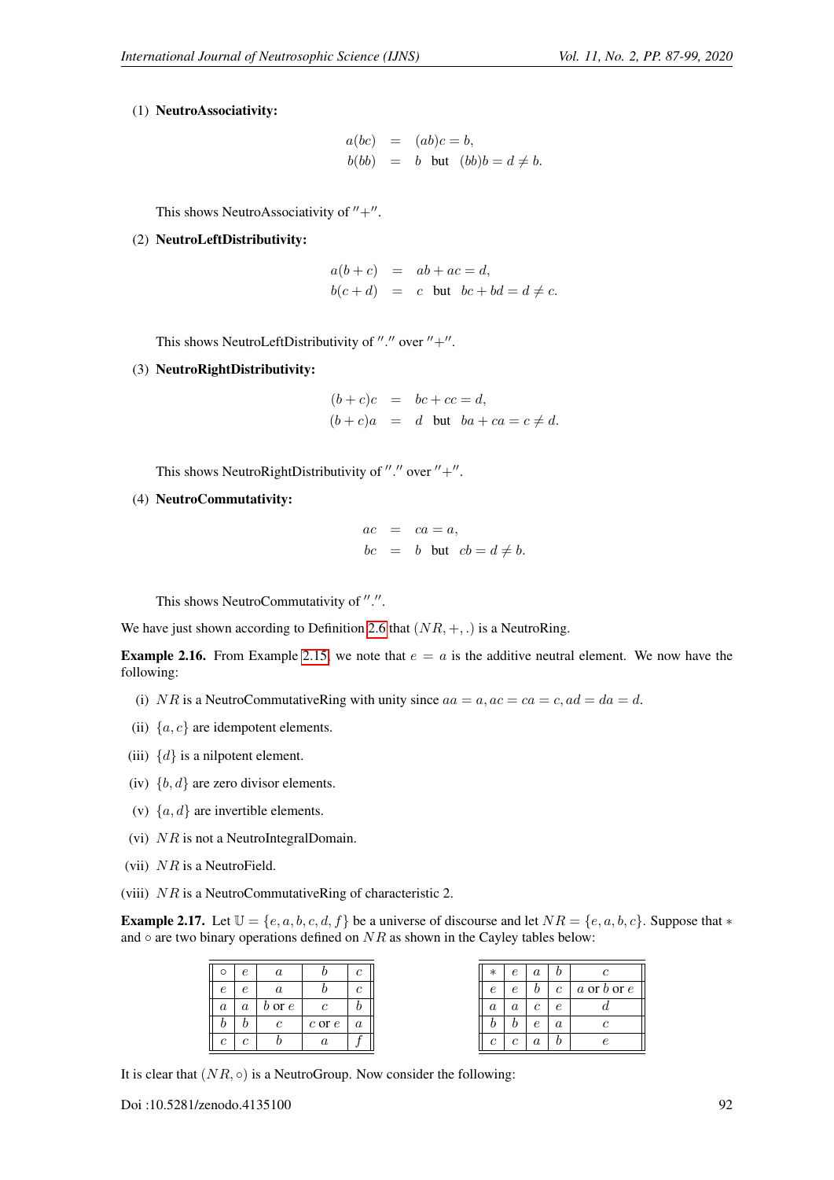(1) **NeutroAssociativity:**

$$
\begin{aligned}
a(bc) &= (ab)c = b, \\
b(bb) &= b \text{ but } (bb)b = d \neq b.
\end{aligned}
$$

This shows NeutroAssociativity of $''+''$.

(2) **NeutroLeftDistributivity:**

$$
\begin{aligned}
a(b+c) &= ab + ac = d, \\
b(c+d) &= c \text{ but } bc + bd = d \neq c.
\end{aligned}
$$

This shows NeutroLeftDistributivity of $''.''$ over $''+''$.

(3) **NeutroRightDistributivity:**

$$
\begin{aligned}
(b+c)c &= bc + cc = d, \\
(b+c)a &= d \text{ but } ba + ca = c \neq d.
\end{aligned}
$$

This shows NeutroRightDistributivity of $''.''$ over $''+''$.

(4) **NeutroCommutativity:**

$$
\begin{aligned}
ac &= ca = a, \\
bc &= b \text{ but } cb = d \neq b.
\end{aligned}
$$

This shows NeutroCommutativity of $''.''$.

We have just shown according to Definition 2.6 that $(NR, +, .)$ is a NeutroRing.

**Example 2.16.** From Example 2.15, we note that $e = a$ is the additive neutral element. We now have the following:

(i) $NR$ is a NeutroCommutativeRing with unity since $aa = a, ac = ca = c, ad = da = d$.

(ii) $\{a, c\}$ are idempotent elements.

(iii) $\{d\}$ is a nilpotent element.

(iv) $\{b, d\}$ are zero divisor elements.

(v) $\{a, d\}$ are invertible elements.

(vi) $NR$ is not a NeutroIntegralDomain.

(vii) $NR$ is a NeutroField.

(viii) $NR$ is a NeutroCommutativeRing of characteristic 2.

**Example 2.17.** Let $\mathbb{U} = \{e, a, b, c, d, f\}$ be a universe of discourse and let $NR = \{e, a, b, c\}$. Suppose that $*$ and $\circ$ are two binary operations defined on $NR$ as shown in the Cayley tables below:

| $\circ$ | $e$ | $a$ | $b$ | $c$ |
|---|---|---|---|---|
| $e$ | $e$ | $a$ | $b$ | $c$ |
| $a$ | $a$ | $b$ or $e$ | $c$ | $b$ |
| $b$ | $b$ | $c$ | $c$ or $e$ | $a$ |
| $c$ | $c$ | $b$ | $a$ | $f$ |

| $*$ | $e$ | $a$ | $b$ | $c$ |
|---|---|---|---|---|
| $e$ | $e$ | $b$ | $c$ | $a$ or $b$ or $e$ |
| $a$ | $a$ | $c$ | $e$ | $d$ |
| $b$ | $b$ | $e$ | $a$ | $c$ |
| $c$ | $c$ | $a$ | $b$ | $e$ |

It is clear that $(NR, \circ)$ is a NeutroGroup. Now consider the following: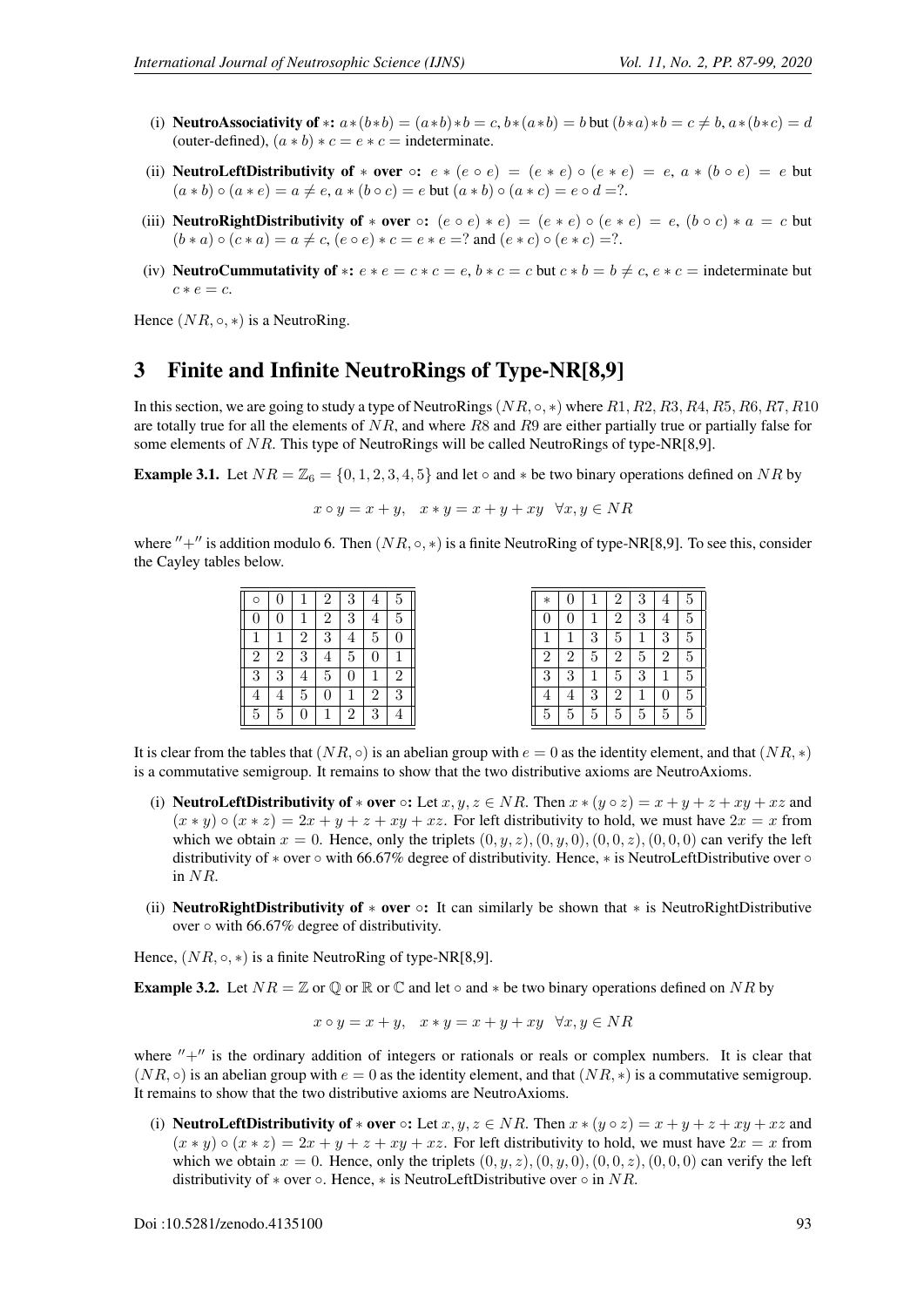(i) **NeutroAssociativity of** $*$**:** $a*(b*b) = (a*b)*b = c$, $b*(a*b) = b$ but $(b*a)*b = c \neq b$, $a*(b*c) = d$ (outer-defined), $(a*b)*c = e*c =$ indeterminate.

(ii) **NeutroLeftDistributivity of** $*$ **over** $\circ$**:** $e*(e \circ e) = (e*e) \circ (e*e) = e$, $a*(b \circ e) = e$ but $(a*b) \circ (a*e) = a \neq e$, $a*(b \circ c) = e$ but $(a*b) \circ (a*c) = e \circ d = ?$.

(iii) **NeutroRightDistributivity of** $*$ **over** $\circ$**:** $(e \circ e)*e) = (e*e) \circ (e*e) = e$, $(b \circ c)*a = c$ but $(b*a) \circ (c*a) = a \neq c$, $(e \circ e)*c = e*e = ?$ and $(e*c) \circ (e*c) = ?$.

(iv) **NeutroCummutativity of** $*$**:** $e*e = c*c = e$, $b*c = c$ but $c*b = b \neq c$, $e*c =$ indeterminate but $c*e = c$.

Hence $(NR, \circ, *)$ is a NeutroRing.

## 3 Finite and Infinite NeutroRings of Type-NR[8,9]

In this section, we are going to study a type of NeutroRings $(NR, \circ, *)$ where $R1, R2, R3, R4, R5, R6, R7, R10$ are totally true for all the elements of $NR$, and where $R8$ and $R9$ are either partially true or partially false for some elements of $NR$. This type of NeutroRings will be called NeutroRings of type-NR[8,9].

**Example 3.1.** Let $NR = \mathbb{Z}_6 = \{0, 1, 2, 3, 4, 5\}$ and let $\circ$ and $*$ be two binary operations defined on $NR$ by

$$x \circ y = x + y, \quad x * y = x + y + xy \quad \forall x, y \in NR$$

where $''+''$ is addition modulo 6. Then $(NR, \circ, *)$ is a finite NeutroRing of type-NR[8,9]. To see this, consider the Cayley tables below.

| $\circ$ | 0 | 1 | 2 | 3 | 4 | 5 |
|---|---|---|---|---|---|---|
| 0 | 0 | 1 | 2 | 3 | 4 | 5 |
| 1 | 1 | 2 | 3 | 4 | 5 | 0 |
| 2 | 2 | 3 | 4 | 5 | 0 | 1 |
| 3 | 3 | 4 | 5 | 0 | 1 | 2 |
| 4 | 4 | 5 | 0 | 1 | 2 | 3 |
| 5 | 5 | 0 | 1 | 2 | 3 | 4 |

| $*$ | 0 | 1 | 2 | 3 | 4 | 5 |
|---|---|---|---|---|---|---|
| 0 | 0 | 1 | 2 | 3 | 4 | 5 |
| 1 | 1 | 3 | 5 | 1 | 3 | 5 |
| 2 | 2 | 5 | 2 | 5 | 2 | 5 |
| 3 | 3 | 1 | 5 | 3 | 1 | 5 |
| 4 | 4 | 3 | 2 | 1 | 0 | 5 |
| 5 | 5 | 5 | 5 | 5 | 5 | 5 |

It is clear from the tables that $(NR, \circ)$ is an abelian group with $e = 0$ as the identity element, and that $(NR, *)$ is a commutative semigroup. It remains to show that the two distributive axioms are NeutroAxioms.

(i) **NeutroLeftDistributivity of** $*$ **over** $\circ$**:** Let $x, y, z \in NR$. Then $x*(y \circ z) = x + y + z + xy + xz$ and $(x*y) \circ (x*z) = 2x + y + z + xy + xz$. For left distributivity to hold, we must have $2x = x$ from which we obtain $x = 0$. Hence, only the triplets $(0, y, z), (0, y, 0), (0, 0, z), (0, 0, 0)$ can verify the left distributivity of $*$ over $\circ$ with 66.67% degree of distributivity. Hence, $*$ is NeutroLeftDistributive over $\circ$ in $NR$.

(ii) **NeutroRightDistributivity of** $*$ **over** $\circ$**:** It can similarly be shown that $*$ is NeutroRightDistributive over $\circ$ with 66.67% degree of distributivity.

Hence, $(NR, \circ, *)$ is a finite NeutroRing of type-NR[8,9].

**Example 3.2.** Let $NR = \mathbb{Z}$ or $\mathbb{Q}$ or $\mathbb{R}$ or $\mathbb{C}$ and let $\circ$ and $*$ be two binary operations defined on $NR$ by

$$x \circ y = x + y, \quad x * y = x + y + xy \quad \forall x, y \in NR$$

where $''+''$ is the ordinary addition of integers or rationals or reals or complex numbers. It is clear that $(NR, \circ)$ is an abelian group with $e = 0$ as the identity element, and that $(NR, *)$ is a commutative semigroup. It remains to show that the two distributive axioms are NeutroAxioms.

(i) **NeutroLeftDistributivity of** $*$ **over** $\circ$**:** Let $x, y, z \in NR$. Then $x*(y \circ z) = x + y + z + xy + xz$ and $(x*y) \circ (x*z) = 2x + y + z + xy + xz$. For left distributivity to hold, we must have $2x = x$ from which we obtain $x = 0$. Hence, only the triplets $(0, y, z), (0, y, 0), (0, 0, z), (0, 0, 0)$ can verify the left distributivity of $*$ over $\circ$. Hence, $*$ is NeutroLeftDistributive over $\circ$ in $NR$.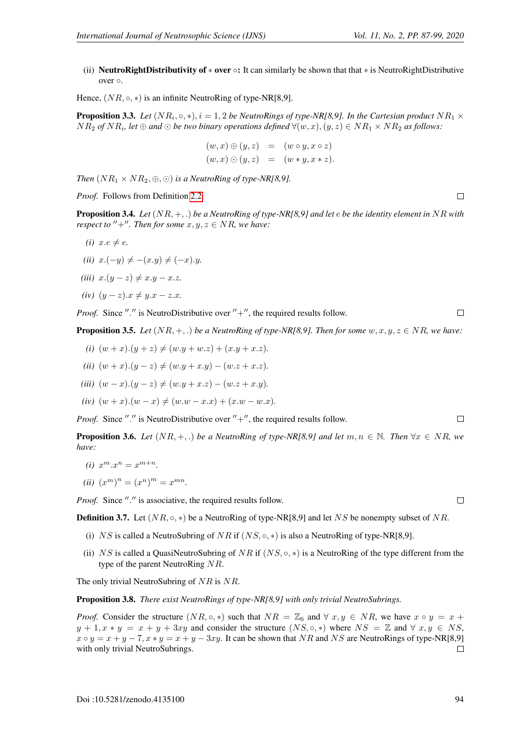(ii) **NeutroRightDistributivity of $*$ over $\circ$:** It can similarly be shown that that $*$ is NeutroRightDistributive over $\circ$.

Hence, $(NR, \circ, *)$ is an infinite NeutroRing of type-NR[8,9].

**Proposition 3.3.** *Let $(NR_i, \circ, *), i = 1, 2$ be NeutroRings of type-NR[8,9]. In the Cartesian product $NR_1 \times NR_2$ of $NR_i$, let $\oplus$ and $\odot$ be two binary operations defined $\forall (w, x), (y, z) \in NR_1 \times NR_2$ as follows:*

$$
\begin{aligned}
(w, x) \oplus (y, z) &= (w \circ y, x \circ z) \\
(w, x) \odot (y, z) &= (w * y, x * z).
\end{aligned}
$$

*Then $(NR_1 \times NR_2, \oplus, \odot)$ is a NeutroRing of type-NR[8,9].*

*Proof.* Follows from Definition 2.2. □

**Proposition 3.4.** *Let $(NR, +, .)$ be a NeutroRing of type-NR[8,9] and let $e$ be the identity element in $NR$ with respect to $''+''$. Then for some $x, y, z \in NR$, we have:*

*(i)* $x.e \neq e$.

*(ii)* $x.(-y) \neq -(x.y) \neq (-x).y$.

*(iii)* $x.(y - z) \neq x.y - x.z$.

*(iv)* $(y - z).x \neq y.x - z.x$.

*Proof.* Since $''.''$ is NeutroDistributive over $''+''$, the required results follow. □

**Proposition 3.5.** *Let $(NR, +, .)$ be a NeutroRing of type-NR[8,9]. Then for some $w, x, y, z \in NR$, we have:*

*(i)* $(w + x).(y + z) \neq (w.y + w.z) + (x.y + x.z)$.

*(ii)* $(w + x).(y - z) \neq (w.y + x.y) - (w.z + x.z)$.

*(iii)* $(w - x).(y - z) \neq (w.y + x.z) - (w.z + x.y)$.

*(iv)* $(w + x).(w - x) \neq (w.w - x.x) + (x.w - w.x)$.

*Proof.* Since $''.''$ is NeutroDistributive over $''+''$, the required results follow. □

**Proposition 3.6.** *Let $(NR, +, .)$ be a NeutroRing of type-NR[8,9] and let $m, n \in \mathbb{N}$. Then $\forall x \in NR$, we have:*

*(i)* $x^m.x^n = x^{m+n}$.

*(ii)* $(x^m)^n = (x^n)^m = x^{mn}$.

*Proof.* Since $''.''$ is associative, the required results follow. □

**Definition 3.7.** Let $(NR, \circ, *)$ be a NeutroRing of type-NR[8,9] and let $NS$ be nonempty subset of $NR$.

(i) $NS$ is called a NeutroSubring of $NR$ if $(NS, \circ, *)$ is also a NeutroRing of type-NR[8,9].

(ii) $NS$ is called a QuasiNeutroSubring of $NR$ if $(NS, \circ, *)$ is a NeutroRing of the type different from the type of the parent NeutroRing $NR$.

The only trivial NeutroSubring of $NR$ is $NR$.

**Proposition 3.8.** *There exist NeutroRings of type-NR[8,9] with only trivial NeutroSubrings.*

*Proof.* Consider the structure $(NR, \circ, *)$ such that $NR = \mathbb{Z}_6$ and $\forall\, x, y \in NR$, we have $x \circ y = x + y + 1, x * y = x + y + 3xy$ and consider the structure $(NS, \circ, *)$ where $NS = \mathbb{Z}$ and $\forall\, x, y \in NS$, $x \circ y = x + y - 7, x * y = x + y - 3xy$. It can be shown that $NR$ and $NS$ are NeutroRings of type-NR[8,9] with only trivial NeutroSubrings. □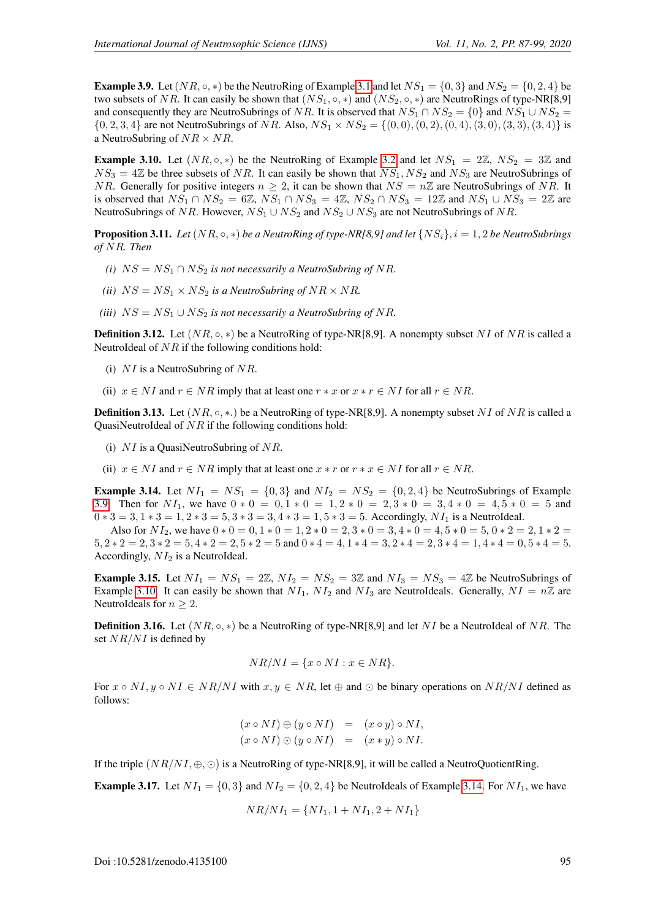**Example 3.9.** Let $(NR, \circ, *)$ be the NeutroRing of Example 3.1 and let $NS_1 = \{0, 3\}$ and $NS_2 = \{0, 2, 4\}$ be two subsets of $NR$. It can easily be shown that $(NS_1, \circ, *)$ and $(NS_2, \circ, *)$ are NeutroRings of type-NR[8,9] and consequently they are NeutroSubrings of $NR$. It is observed that $NS_1 \cap NS_2 = \{0\}$ and $NS_1 \cup NS_2 = \{0, 2, 3, 4\}$ are not NeutroSubrings of $NR$. Also, $NS_1 \times NS_2 = \{(0, 0), (0, 2), (0, 4), (3, 0), (3, 3), (3, 4)\}$ is a NeutroSubring of $NR \times NR$.

**Example 3.10.** Let $(NR, \circ, *)$ be the NeutroRing of Example 3.2 and let $NS_1 = 2\mathbb{Z}$, $NS_2 = 3\mathbb{Z}$ and $NS_3 = 4\mathbb{Z}$ be three subsets of $NR$. It can easily be shown that $NS_1, NS_2$ and $NS_3$ are NeutroSubrings of $NR$. Generally for positive integers $n \geq 2$, it can be shown that $NS = n\mathbb{Z}$ are NeutroSubrings of $NR$. It is observed that $NS_1 \cap NS_2 = 6\mathbb{Z}$, $NS_1 \cap NS_3 = 4\mathbb{Z}$, $NS_2 \cap NS_3 = 12\mathbb{Z}$ and $NS_1 \cup NS_3 = 2\mathbb{Z}$ are NeutroSubrings of $NR$. However, $NS_1 \cup NS_2$ and $NS_2 \cup NS_3$ are not NeutroSubrings of $NR$.

**Proposition 3.11.** *Let $(NR, \circ, *)$ be a NeutroRing of type-NR[8,9] and let $\{NS_i\}, i = 1, 2$ be NeutroSubrings of $NR$. Then*

*(i) $NS = NS_1 \cap NS_2$ is not necessarily a NeutroSubring of $NR$.*

*(ii) $NS = NS_1 \times NS_2$ is a NeutroSubring of $NR \times NR$.*

*(iii) $NS = NS_1 \cup NS_2$ is not necessarily a NeutroSubring of $NR$.*

**Definition 3.12.** Let $(NR, \circ, *)$ be a NeutroRing of type-NR[8,9]. A nonempty subset $NI$ of $NR$ is called a NeutroIdeal of $NR$ if the following conditions hold:

(i) $NI$ is a NeutroSubring of $NR$.

(ii) $x \in NI$ and $r \in NR$ imply that at least one $r * x$ or $x * r \in NI$ for all $r \in NR$.

**Definition 3.13.** Let $(NR, \circ, *.)$ be a NeutroRing of type-NR[8,9]. A nonempty subset $NI$ of $NR$ is called a QuasiNeutroIdeal of $NR$ if the following conditions hold:

(i) $NI$ is a QuasiNeutroSubring of $NR$.

(ii) $x \in NI$ and $r \in NR$ imply that at least one $x * r$ or $r * x \in NI$ for all $r \in NR$.

**Example 3.14.** Let $NI_1 = NS_1 = \{0, 3\}$ and $NI_2 = NS_2 = \{0, 2, 4\}$ be NeutroSubrings of Example 3.9. Then for $NI_1$, we have $0 * 0 = 0, 1 * 0 = 1, 2 * 0 = 2, 3 * 0 = 3, 4 * 0 = 4, 5 * 0 = 5$ and $0 * 3 = 3, 1 * 3 = 1, 2 * 3 = 5, 3 * 3 = 3, 4 * 3 = 1, 5 * 3 = 5$. Accordingly, $NI_1$ is a NeutroIdeal.

Also for $NI_2$, we have $0 * 0 = 0, 1 * 0 = 1, 2 * 0 = 2, 3 * 0 = 3, 4 * 0 = 4, 5 * 0 = 5, 0 * 2 = 2, 1 * 2 = 5, 2 * 2 = 2, 3 * 2 = 5, 4 * 2 = 2, 5 * 2 = 5$ and $0 * 4 = 4, 1 * 4 = 3, 2 * 4 = 2, 3 * 4 = 1, 4 * 4 = 0, 5 * 4 = 5$. Accordingly, $NI_2$ is a NeutroIdeal.

**Example 3.15.** Let $NI_1 = NS_1 = 2\mathbb{Z}$, $NI_2 = NS_2 = 3\mathbb{Z}$ and $NI_3 = NS_3 = 4\mathbb{Z}$ be NeutroSubrings of Example 3.10. It can easily be shown that $NI_1, NI_2$ and $NI_3$ are NeutroIdeals. Generally, $NI = n\mathbb{Z}$ are NeutroIdeals for $n \geq 2$.

**Definition 3.16.** Let $(NR, \circ, *)$ be a NeutroRing of type-NR[8,9] and let $NI$ be a NeutroIdeal of $NR$. The set $NR/NI$ is defined by

$$NR/NI = \{x \circ NI : x \in NR\}.$$

For $x \circ NI, y \circ NI \in NR/NI$ with $x, y \in NR$, let $\oplus$ and $\odot$ be binary operations on $NR/NI$ defined as follows:

$$\begin{aligned}(x \circ NI) \oplus (y \circ NI) &= (x \circ y) \circ NI, \\ (x \circ NI) \odot (y \circ NI) &= (x * y) \circ NI.\end{aligned}$$

If the triple $(NR/NI, \oplus, \odot)$ is a NeutroRing of type-NR[8,9], it will be called a NeutroQuotientRing.

**Example 3.17.** Let $NI_1 = \{0, 3\}$ and $NI_2 = \{0, 2, 4\}$ be NeutroIdeals of Example 3.14. For $NI_1$, we have

$$NR/NI_1 = \{NI_1, 1 + NI_1, 2 + NI_1\}$$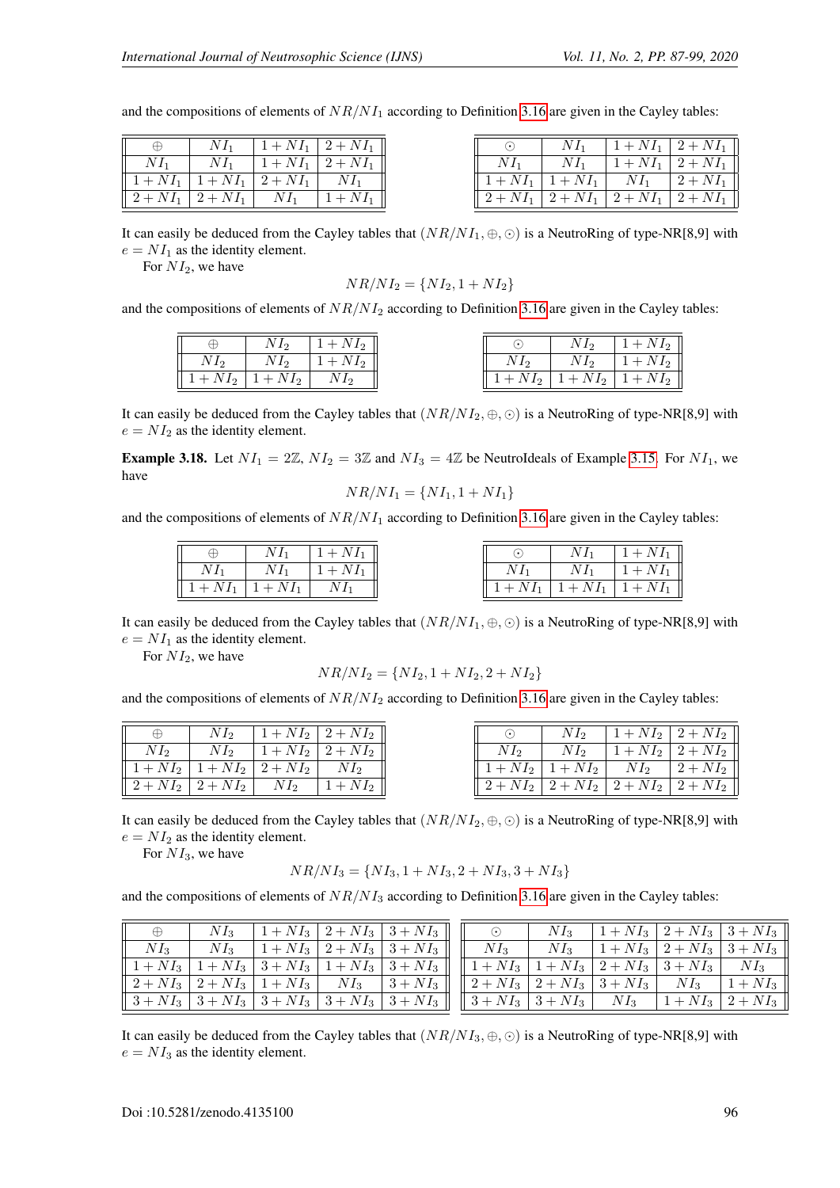and the compositions of elements of $NR/NI_1$ according to Definition 3.16 are given in the Cayley tables:

| $\oplus$ | $NI_1$ | $1+NI_1$ | $2+NI_1$ |
|---|---|---|---|
| $NI_1$ | $NI_1$ | $1+NI_1$ | $2+NI_1$ |
| $1+NI_1$ | $1+NI_1$ | $2+NI_1$ | $NI_1$ |
| $2+NI_1$ | $2+NI_1$ | $NI_1$ | $1+NI_1$ |

| $\odot$ | $NI_1$ | $1+NI_1$ | $2+NI_1$ |
|---|---|---|---|
| $NI_1$ | $NI_1$ | $1+NI_1$ | $2+NI_1$ |
| $1+NI_1$ | $1+NI_1$ | $NI_1$ | $2+NI_1$ |
| $2+NI_1$ | $2+NI_1$ | $2+NI_1$ | $2+NI_1$ |

It can easily be deduced from the Cayley tables that $(NR/NI_1, \oplus, \odot)$ is a NeutroRing of type-NR[8,9] with $e = NI_1$ as the identity element.

For $NI_2$, we have

$$NR/NI_2 = \{NI_2, 1 + NI_2\}$$

and the compositions of elements of $NR/NI_2$ according to Definition 3.16 are given in the Cayley tables:

| $\oplus$ | $NI_2$ | $1+NI_2$ |
|---|---|---|
| $NI_2$ | $NI_2$ | $1+NI_2$ |
| $1+NI_2$ | $1+NI_2$ | $NI_2$ |

| $\odot$ | $NI_2$ | $1+NI_2$ |
|---|---|---|
| $NI_2$ | $NI_2$ | $1+NI_2$ |
| $1+NI_2$ | $1+NI_2$ | $1+NI_2$ |

It can easily be deduced from the Cayley tables that $(NR/NI_2, \oplus, \odot)$ is a NeutroRing of type-NR[8,9] with $e = NI_2$ as the identity element.

**Example 3.18.** Let $NI_1 = 2\mathbb{Z}$, $NI_2 = 3\mathbb{Z}$ and $NI_3 = 4\mathbb{Z}$ be NeutroIdeals of Example 3.15. For $NI_1$, we have

$$NR/NI_1 = \{NI_1, 1 + NI_1\}$$

and the compositions of elements of $NR/NI_1$ according to Definition 3.16 are given in the Cayley tables:

| $\oplus$ | $NI_1$ | $1+NI_1$ |
|---|---|---|
| $NI_1$ | $NI_1$ | $1+NI_1$ |
| $1+NI_1$ | $1+NI_1$ | $NI_1$ |

| $\odot$ | $NI_1$ | $1+NI_1$ |
|---|---|---|
| $NI_1$ | $NI_1$ | $1+NI_1$ |
| $1+NI_1$ | $1+NI_1$ | $1+NI_1$ |

It can easily be deduced from the Cayley tables that $(NR/NI_1, \oplus, \odot)$ is a NeutroRing of type-NR[8,9] with $e = NI_1$ as the identity element.

For $NI_2$, we have

$$NR/NI_2 = \{NI_2, 1 + NI_2, 2 + NI_2\}$$

and the compositions of elements of $NR/NI_2$ according to Definition 3.16 are given in the Cayley tables:

| $\oplus$ | $NI_2$ | $1+NI_2$ | $2+NI_2$ |
|---|---|---|---|
| $NI_2$ | $NI_2$ | $1+NI_2$ | $2+NI_2$ |
| $1+NI_2$ | $1+NI_2$ | $2+NI_2$ | $NI_2$ |
| $2+NI_2$ | $2+NI_2$ | $NI_2$ | $1+NI_2$ |

| $\odot$ | $NI_2$ | $1+NI_2$ | $2+NI_2$ |
|---|---|---|---|
| $NI_2$ | $NI_2$ | $1+NI_2$ | $2+NI_2$ |
| $1+NI_2$ | $1+NI_2$ | $NI_2$ | $2+NI_2$ |
| $2+NI_2$ | $2+NI_2$ | $2+NI_2$ | $2+NI_2$ |

It can easily be deduced from the Cayley tables that $(NR/NI_2, \oplus, \odot)$ is a NeutroRing of type-NR[8,9] with $e = NI_2$ as the identity element.

For $NI_3$, we have

$$NR/NI_3 = \{NI_3, 1 + NI_3, 2 + NI_3, 3 + NI_3\}$$

and the compositions of elements of $NR/NI_3$ according to Definition 3.16 are given in the Cayley tables:

| $\oplus$ | $NI_3$ | $1+NI_3$ | $2+NI_3$ | $3+NI_3$ |
|---|---|---|---|---|
| $NI_3$ | $NI_3$ | $1+NI_3$ | $2+NI_3$ | $3+NI_3$ |
| $1+NI_3$ | $1+NI_3$ | $3+NI_3$ | $1+NI_3$ | $3+NI_3$ |
| $2+NI_3$ | $2+NI_3$ | $1+NI_3$ | $NI_3$ | $3+NI_3$ |
| $3+NI_3$ | $3+NI_3$ | $3+NI_3$ | $3+NI_3$ | $3+NI_3$ |

| $\odot$ | $NI_3$ | $1+NI_3$ | $2+NI_3$ | $3+NI_3$ |
|---|---|---|---|---|
| $NI_3$ | $NI_3$ | $1+NI_3$ | $2+NI_3$ | $3+NI_3$ |
| $1+NI_3$ | $1+NI_3$ | $2+NI_3$ | $3+NI_3$ | $NI_3$ |
| $2+NI_3$ | $2+NI_3$ | $3+NI_3$ | $NI_3$ | $1+NI_3$ |
| $3+NI_3$ | $3+NI_3$ | $NI_3$ | $1+NI_3$ | $2+NI_3$ |

It can easily be deduced from the Cayley tables that $(NR/NI_3, \oplus, \odot)$ is a NeutroRing of type-NR[8,9] with $e = NI_3$ as the identity element.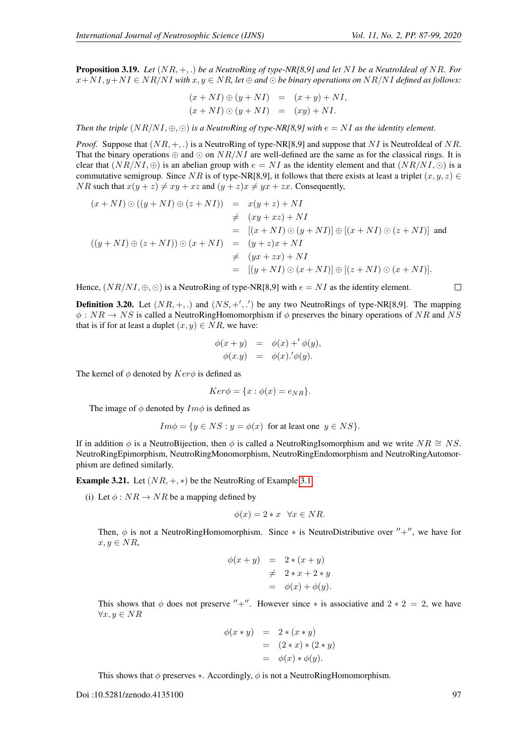**Proposition 3.19.** *Let $(NR, +, .)$ be a NeutroRing of type-NR[8,9] and let $NI$ be a NeutroIdeal of $NR$. For $x+NI, y+NI \in NR/NI$ with $x, y \in NR$, let $\oplus$ and $\odot$ be binary operations on $NR/NI$ defined as follows:*

$$
\begin{aligned}
(x + NI) \oplus (y + NI) &= (x + y) + NI, \\
(x + NI) \odot (y + NI) &= (xy) + NI.
\end{aligned}
$$

*Then the triple $(NR/NI, \oplus, \odot)$ is a NeutroRing of type-NR[8,9] with $e = NI$ as the identity element.*

*Proof.* Suppose that $(NR, +, .)$ is a NeutroRing of type-NR[8,9] and suppose that $NI$ is NeutroIdeal of $NR$. That the binary operations $\oplus$ and $\odot$ on $NR/NI$ are well-defined are the same as for the classical rings. It is clear that $(NR/NI, \oplus)$ is an abelian group with $e = NI$ as the identity element and that $(NR/NI, \odot)$ is a commutative semigroup. Since $NR$ is of type-NR[8,9], it follows that there exists at least a triplet $(x, y, z) \in NR$ such that $x(y + z) \neq xy + xz$ and $(y + z)x \neq yx + zx$. Consequently,

$$
\begin{aligned}
(x + NI) \odot ((y + NI) \oplus (z + NI)) &= x(y + z) + NI \\
&\neq (xy + xz) + NI \\
&= [(x + NI) \odot (y + NI)] \oplus [(x + NI) \odot (z + NI)] \text{ and} \\
((y + NI) \oplus (z + NI)) \odot (x + NI) &= (y + z)x + NI \\
&\neq (yx + zx) + NI \\
&= [(y + NI) \odot (x + NI)] \oplus [(z + NI) \odot (x + NI)].
\end{aligned}
$$

Hence, $(NR/NI, \oplus, \odot)$ is a NeutroRing of type-NR[8,9] with $e = NI$ as the identity element. □

**Definition 3.20.** Let $(NR, +, .)$ and $(NS, +', .')$ be any two NeutroRings of type-NR[8,9]. The mapping $\phi : NR \to NS$ is called a NeutroRingHomomorphism if $\phi$ preserves the binary operations of $NR$ and $NS$ that is if for at least a duplet $(x, y) \in NR$, we have:

$$
\begin{aligned}
\phi(x + y) &= \phi(x) +' \phi(y), \\
\phi(x.y) &= \phi(x).'\phi(y).
\end{aligned}
$$

The kernel of $\phi$ denoted by $Ker\phi$ is defined as

$$
Ker\phi = \{x : \phi(x) = e_{NR}\}.
$$

The image of $\phi$ denoted by $Im\phi$ is defined as

$$
Im\phi = \{y \in NS : y = \phi(x) \text{ for at least one } y \in NS\}.
$$

If in addition $\phi$ is a NeutroBijection, then $\phi$ is called a NeutroRingIsomorphism and we write $NR \cong NS$. NeutroRingEpimorphism, NeutroRingMonomorphism, NeutroRingEndomorphism and NeutroRingAutomorphism are defined similarly.

**Example 3.21.** Let $(NR, +, *)$ be the NeutroRing of Example 3.1

(i) Let $\phi : NR \to NR$ be a mapping defined by

$$
\phi(x) = 2 * x \quad \forall x \in NR.
$$

Then, $\phi$ is not a NeutroRingHomomorphism. Since $*$ is NeutroDistributive over $''+''$, we have for $x, y \in NR$,

$$
\begin{aligned}
\phi(x + y) &= 2 * (x + y) \\
&\neq 2 * x + 2 * y \\
&= \phi(x) + \phi(y).
\end{aligned}
$$

This shows that $\phi$ does not preserve $''+''$. However since $*$ is associative and $2 * 2 = 2$, we have $\forall x, y \in NR$

$$
\begin{aligned}
\phi(x * y) &= 2 * (x * y) \\
&= (2 * x) * (2 * y) \\
&= \phi(x) * \phi(y).
\end{aligned}
$$

This shows that $\phi$ preserves $*$. Accordingly, $\phi$ is not a NeutroRingHomomorphism.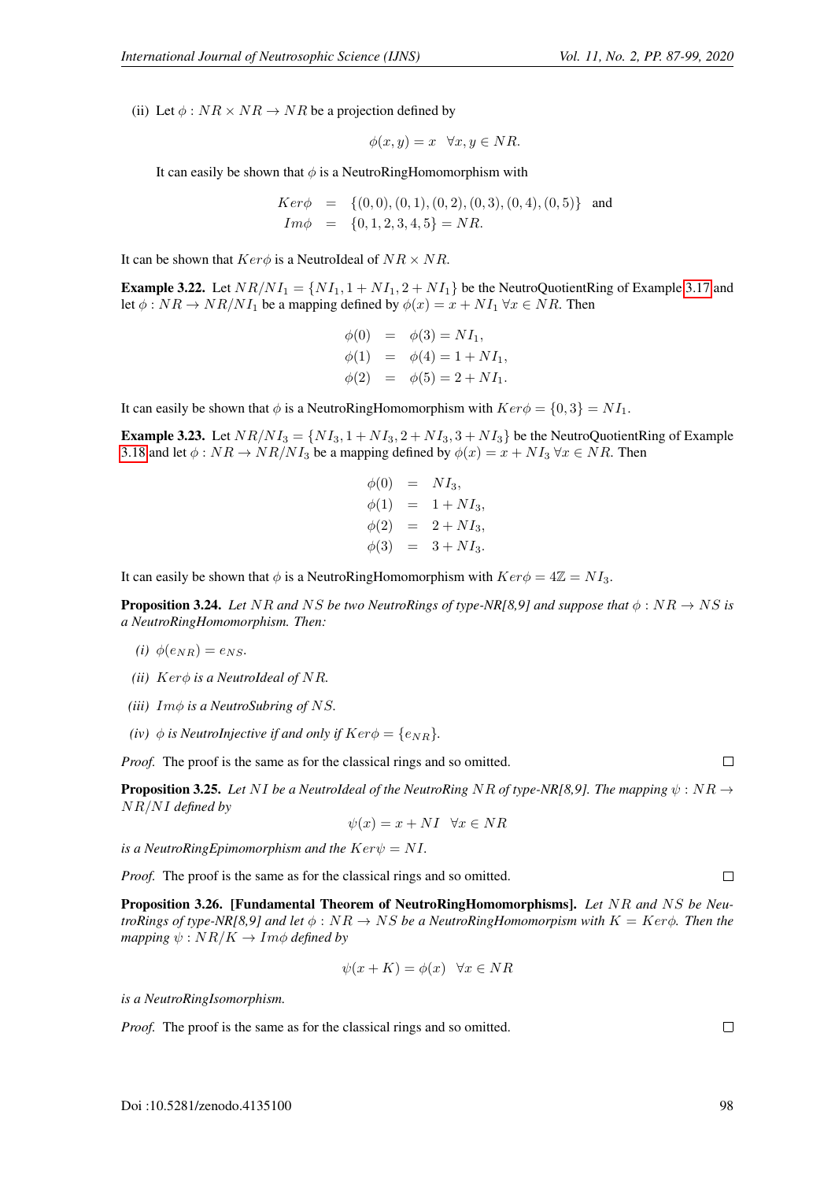(ii) Let $\phi : NR \times NR \to NR$ be a projection defined by

$$\phi(x, y) = x \quad \forall x, y \in NR.$$

It can easily be shown that $\phi$ is a NeutroRingHomomorphism with

$$\begin{aligned} Ker\phi &= \{(0,0),(0,1),(0,2),(0,3),(0,4),(0,5)\} \quad \text{and} \\ Im\phi &= \{0,1,2,3,4,5\} = NR. \end{aligned}$$

It can be shown that $Ker\phi$ is a NeutroIdeal of $NR \times NR$.

**Example 3.22.** Let $NR/NI_1 = \{NI_1, 1 + NI_1, 2 + NI_1\}$ be the NeutroQuotientRing of Example 3.17 and let $\phi : NR \to NR/NI_1$ be a mapping defined by $\phi(x) = x + NI_1$ $\forall x \in NR$. Then

$$\begin{aligned} \phi(0) &= \phi(3) = NI_1, \\ \phi(1) &= \phi(4) = 1 + NI_1, \\ \phi(2) &= \phi(5) = 2 + NI_1. \end{aligned}$$

It can easily be shown that $\phi$ is a NeutroRingHomomorphism with $Ker\phi = \{0, 3\} = NI_1$.

**Example 3.23.** Let $NR/NI_3 = \{NI_3, 1 + NI_3, 2 + NI_3, 3 + NI_3\}$ be the NeutroQuotientRing of Example 3.18 and let $\phi : NR \to NR/NI_3$ be a mapping defined by $\phi(x) = x + NI_3$ $\forall x \in NR$. Then

$$\begin{aligned} \phi(0) &= NI_3, \\ \phi(1) &= 1 + NI_3, \\ \phi(2) &= 2 + NI_3, \\ \phi(3) &= 3 + NI_3. \end{aligned}$$

It can easily be shown that $\phi$ is a NeutroRingHomomorphism with $Ker\phi = 4\mathbb{Z} = NI_3$.

**Proposition 3.24.** *Let $NR$ and $NS$ be two NeutroRings of type-NR[8,9] and suppose that $\phi : NR \to NS$ is a NeutroRingHomomorphism. Then:*

*(i) $\phi(e_{NR}) = e_{NS}$.*

*(ii) $Ker\phi$ is a NeutroIdeal of $NR$.*

*(iii) $Im\phi$ is a NeutroSubring of $NS$.*

*(iv) $\phi$ is NeutroInjective if and only if $Ker\phi = \{e_{NR}\}$.*

*Proof.* The proof is the same as for the classical rings and so omitted. □

**Proposition 3.25.** *Let $NI$ be a NeutroIdeal of the NeutroRing $NR$ of type-NR[8,9]. The mapping $\psi : NR \to NR/NI$ defined by*

$$\psi(x) = x + NI \quad \forall x \in NR$$

*is a NeutroRingEpimomorphism and the $Ker\psi = NI$.*

*Proof.* The proof is the same as for the classical rings and so omitted. □

**Proposition 3.26. [Fundamental Theorem of NeutroRingHomomorphisms].** *Let $NR$ and $NS$ be NeutroRings of type-NR[8,9] and let $\phi : NR \to NS$ be a NeutroRingHomomorpism with $K = Ker\phi$. Then the mapping $\psi : NR/K \to Im\phi$ defined by*

$$\psi(x + K) = \phi(x) \quad \forall x \in NR$$

*is a NeutroRingIsomorphism.*

*Proof.* The proof is the same as for the classical rings and so omitted. □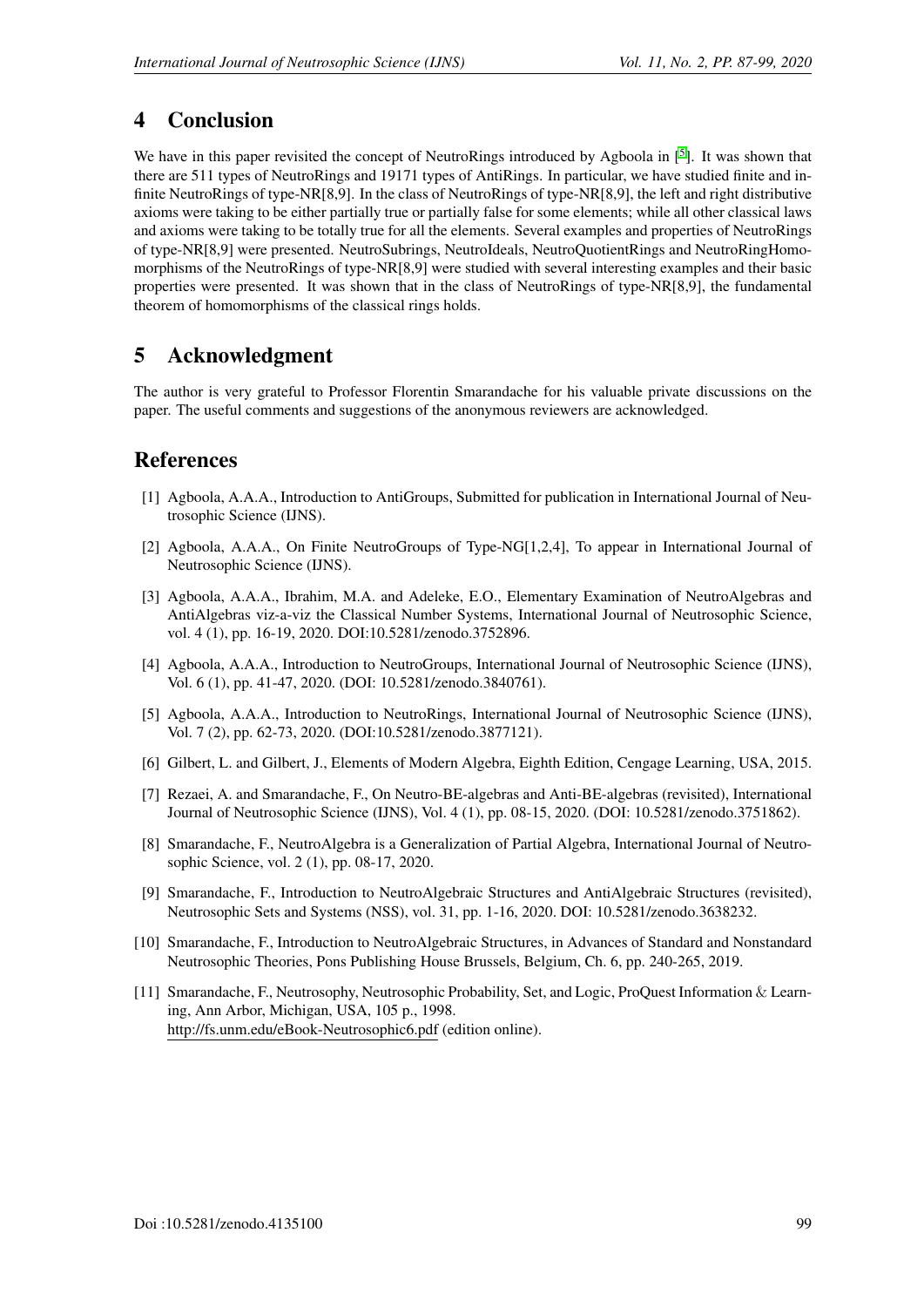# 4 Conclusion

We have in this paper revisited the concept of NeutroRings introduced by Agboola in [5]. It was shown that there are 511 types of NeutroRings and 19171 types of AntiRings. In particular, we have studied finite and infinite NeutroRings of type-NR[8,9]. In the class of NeutroRings of type-NR[8,9], the left and right distributive axioms were taking to be either partially true or partially false for some elements; while all other classical laws and axioms were taking to be totally true for all the elements. Several examples and properties of NeutroRings of type-NR[8,9] were presented. NeutroSubrings, NeutroIdeals, NeutroQuotientRings and NeutroRingHomomorphisms of the NeutroRings of type-NR[8,9] were studied with several interesting examples and their basic properties were presented. It was shown that in the class of NeutroRings of type-NR[8,9], the fundamental theorem of homomorphisms of the classical rings holds.

# 5 Acknowledgment

The author is very grateful to Professor Florentin Smarandache for his valuable private discussions on the paper. The useful comments and suggestions of the anonymous reviewers are acknowledged.

# References

[1] Agboola, A.A.A., Introduction to AntiGroups, Submitted for publication in International Journal of Neutrosophic Science (IJNS).

[2] Agboola, A.A.A., On Finite NeutroGroups of Type-NG[1,2,4], To appear in International Journal of Neutrosophic Science (IJNS).

[3] Agboola, A.A.A., Ibrahim, M.A. and Adeleke, E.O., Elementary Examination of NeutroAlgebras and AntiAlgebras viz-a-viz the Classical Number Systems, International Journal of Neutrosophic Science, vol. 4 (1), pp. 16-19, 2020. DOI:10.5281/zenodo.3752896.

[4] Agboola, A.A.A., Introduction to NeutroGroups, International Journal of Neutrosophic Science (IJNS), Vol. 6 (1), pp. 41-47, 2020. (DOI: 10.5281/zenodo.3840761).

[5] Agboola, A.A.A., Introduction to NeutroRings, International Journal of Neutrosophic Science (IJNS), Vol. 7 (2), pp. 62-73, 2020. (DOI:10.5281/zenodo.3877121).

[6] Gilbert, L. and Gilbert, J., Elements of Modern Algebra, Eighth Edition, Cengage Learning, USA, 2015.

[7] Rezaei, A. and Smarandache, F., On Neutro-BE-algebras and Anti-BE-algebras (revisited), International Journal of Neutrosophic Science (IJNS), Vol. 4 (1), pp. 08-15, 2020. (DOI: 10.5281/zenodo.3751862).

[8] Smarandache, F., NeutroAlgebra is a Generalization of Partial Algebra, International Journal of Neutrosophic Science, vol. 2 (1), pp. 08-17, 2020.

[9] Smarandache, F., Introduction to NeutroAlgebraic Structures and AntiAlgebraic Structures (revisited), Neutrosophic Sets and Systems (NSS), vol. 31, pp. 1-16, 2020. DOI: 10.5281/zenodo.3638232.

[10] Smarandache, F., Introduction to NeutroAlgebraic Structures, in Advances of Standard and Nonstandard Neutrosophic Theories, Pons Publishing House Brussels, Belgium, Ch. 6, pp. 240-265, 2019.

[11] Smarandache, F., Neutrosophy, Neutrosophic Probability, Set, and Logic, ProQuest Information & Learning, Ann Arbor, Michigan, USA, 105 p., 1998. http://fs.unm.edu/eBook-Neutrosophic6.pdf (edition online).